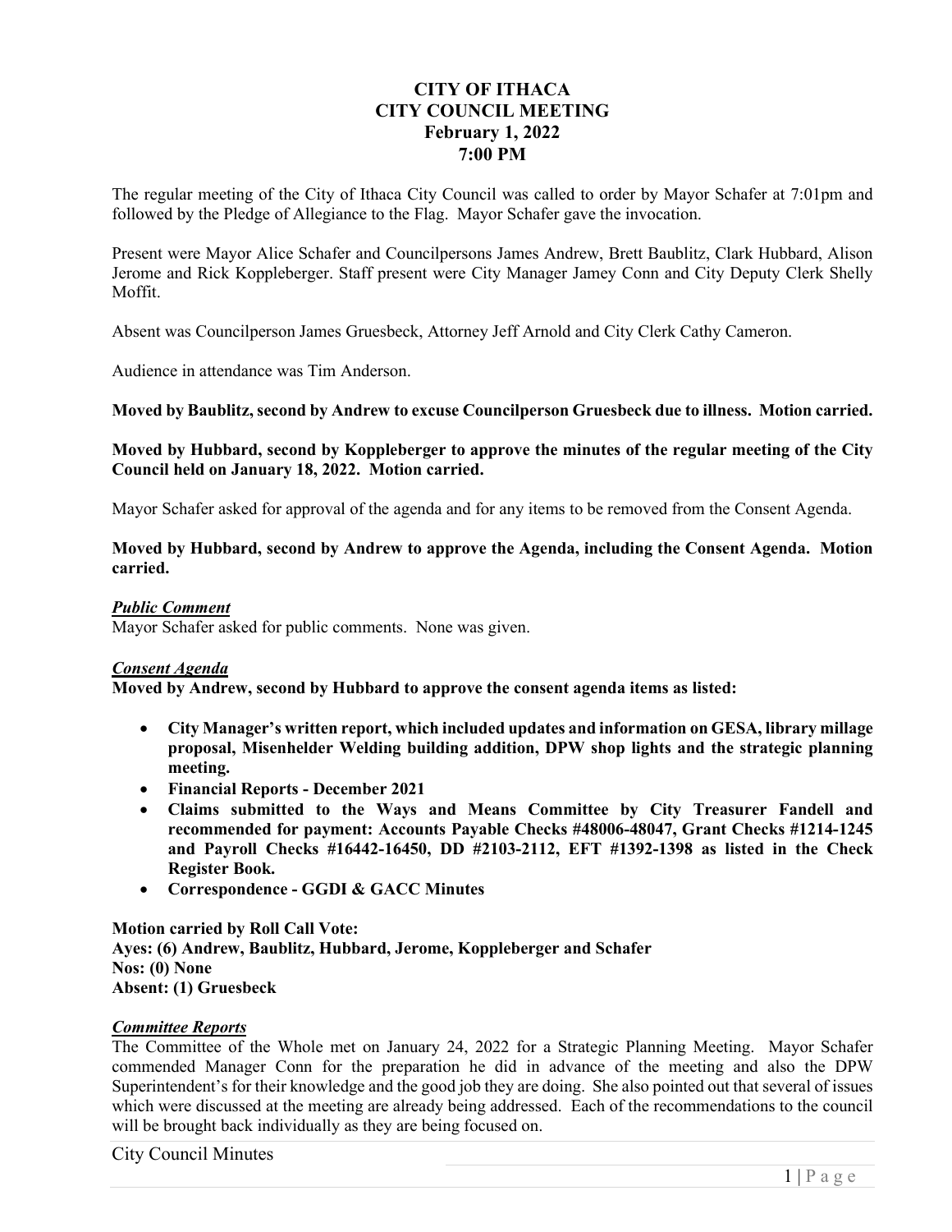# CITY OF ITHACA
# CITY COUNCIL MEETING
## February 1, 2022
## 7:00 PM

The regular meeting of the City of Ithaca City Council was called to order by Mayor Schafer at 7:01pm and followed by the Pledge of Allegiance to the Flag. Mayor Schafer gave the invocation.

Present were Mayor Alice Schafer and Councilpersons James Andrew, Brett Baublitz, Clark Hubbard, Alison Jerome and Rick Koppleberger. Staff present were City Manager Jamey Conn and City Deputy Clerk Shelly Moffit.

Absent was Councilperson James Gruesbeck, Attorney Jeff Arnold and City Clerk Cathy Cameron.

Audience in attendance was Tim Anderson.

**Moved by Baublitz, second by Andrew to excuse Councilperson Gruesbeck due to illness. Motion carried.**

**Moved by Hubbard, second by Koppleberger to approve the minutes of the regular meeting of the City Council held on January 18, 2022. Motion carried.**

Mayor Schafer asked for approval of the agenda and for any items to be removed from the Consent Agenda.

**Moved by Hubbard, second by Andrew to approve the Agenda, including the Consent Agenda. Motion carried.**

***Public Comment***

Mayor Schafer asked for public comments. None was given.

***Consent Agenda***

**Moved by Andrew, second by Hubbard to approve the consent agenda items as listed:**

- **City Manager's written report, which included updates and information on GESA, library millage proposal, Misenhelder Welding building addition, DPW shop lights and the strategic planning meeting.**
- **Financial Reports - December 2021**
- **Claims submitted to the Ways and Means Committee by City Treasurer Fandell and recommended for payment: Accounts Payable Checks #48006-48047, Grant Checks #1214-1245 and Payroll Checks #16442-16450, DD #2103-2112, EFT #1392-1398 as listed in the Check Register Book.**
- **Correspondence - GGDI & GACC Minutes**

**Motion carried by Roll Call Vote:**
**Ayes: (6) Andrew, Baublitz, Hubbard, Jerome, Koppleberger and Schafer**
**Nos: (0) None**
**Absent: (1) Gruesbeck**

***Committee Reports***

The Committee of the Whole met on January 24, 2022 for a Strategic Planning Meeting. Mayor Schafer commended Manager Conn for the preparation he did in advance of the meeting and also the DPW Superintendent's for their knowledge and the good job they are doing. She also pointed out that several of issues which were discussed at the meeting are already being addressed. Each of the recommendations to the council will be brought back individually as they are being focused on.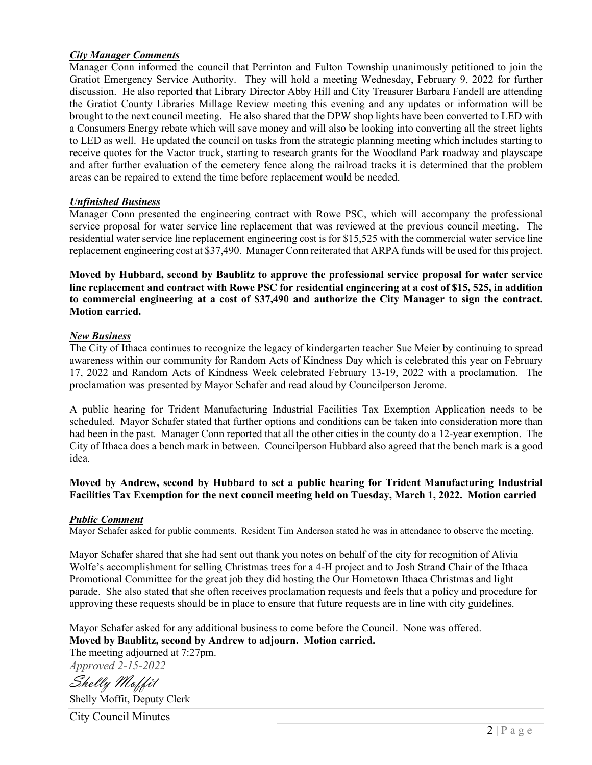***City Manager Comments***

Manager Conn informed the council that Perrinton and Fulton Township unanimously petitioned to join the Gratiot Emergency Service Authority. They will hold a meeting Wednesday, February 9, 2022 for further discussion. He also reported that Library Director Abby Hill and City Treasurer Barbara Fandell are attending the Gratiot County Libraries Millage Review meeting this evening and any updates or information will be brought to the next council meeting. He also shared that the DPW shop lights have been converted to LED with a Consumers Energy rebate which will save money and will also be looking into converting all the street lights to LED as well. He updated the council on tasks from the strategic planning meeting which includes starting to receive quotes for the Vactor truck, starting to research grants for the Woodland Park roadway and playscape and after further evaluation of the cemetery fence along the railroad tracks it is determined that the problem areas can be repaired to extend the time before replacement would be needed.

***Unfinished Business***

Manager Conn presented the engineering contract with Rowe PSC, which will accompany the professional service proposal for water service line replacement that was reviewed at the previous council meeting. The residential water service line replacement engineering cost is for $15,525 with the commercial water service line replacement engineering cost at $37,490. Manager Conn reiterated that ARPA funds will be used for this project.

**Moved by Hubbard, second by Baublitz to approve the professional service proposal for water service line replacement and contract with Rowe PSC for residential engineering at a cost of $15, 525, in addition to commercial engineering at a cost of $37,490 and authorize the City Manager to sign the contract. Motion carried.**

***New Business***

The City of Ithaca continues to recognize the legacy of kindergarten teacher Sue Meier by continuing to spread awareness within our community for Random Acts of Kindness Day which is celebrated this year on February 17, 2022 and Random Acts of Kindness Week celebrated February 13-19, 2022 with a proclamation. The proclamation was presented by Mayor Schafer and read aloud by Councilperson Jerome.

A public hearing for Trident Manufacturing Industrial Facilities Tax Exemption Application needs to be scheduled. Mayor Schafer stated that further options and conditions can be taken into consideration more than had been in the past. Manager Conn reported that all the other cities in the county do a 12-year exemption. The City of Ithaca does a bench mark in between. Councilperson Hubbard also agreed that the bench mark is a good idea.

**Moved by Andrew, second by Hubbard to set a public hearing for Trident Manufacturing Industrial Facilities Tax Exemption for the next council meeting held on Tuesday, March 1, 2022. Motion carried**

***Public Comment***

Mayor Schafer asked for public comments. Resident Tim Anderson stated he was in attendance to observe the meeting.

Mayor Schafer shared that she had sent out thank you notes on behalf of the city for recognition of Alivia Wolfe's accomplishment for selling Christmas trees for a 4-H project and to Josh Strand Chair of the Ithaca Promotional Committee for the great job they did hosting the Our Hometown Ithaca Christmas and light parade. She also stated that she often receives proclamation requests and feels that a policy and procedure for approving these requests should be in place to ensure that future requests are in line with city guidelines.

Mayor Schafer asked for any additional business to come before the Council. None was offered.

**Moved by Baublitz, second by Andrew to adjourn. Motion carried.**

The meeting adjourned at 7:27pm.

*Approved 2-15-2022*

*Shelly Moffit*

Shelly Moffit, Deputy Clerk